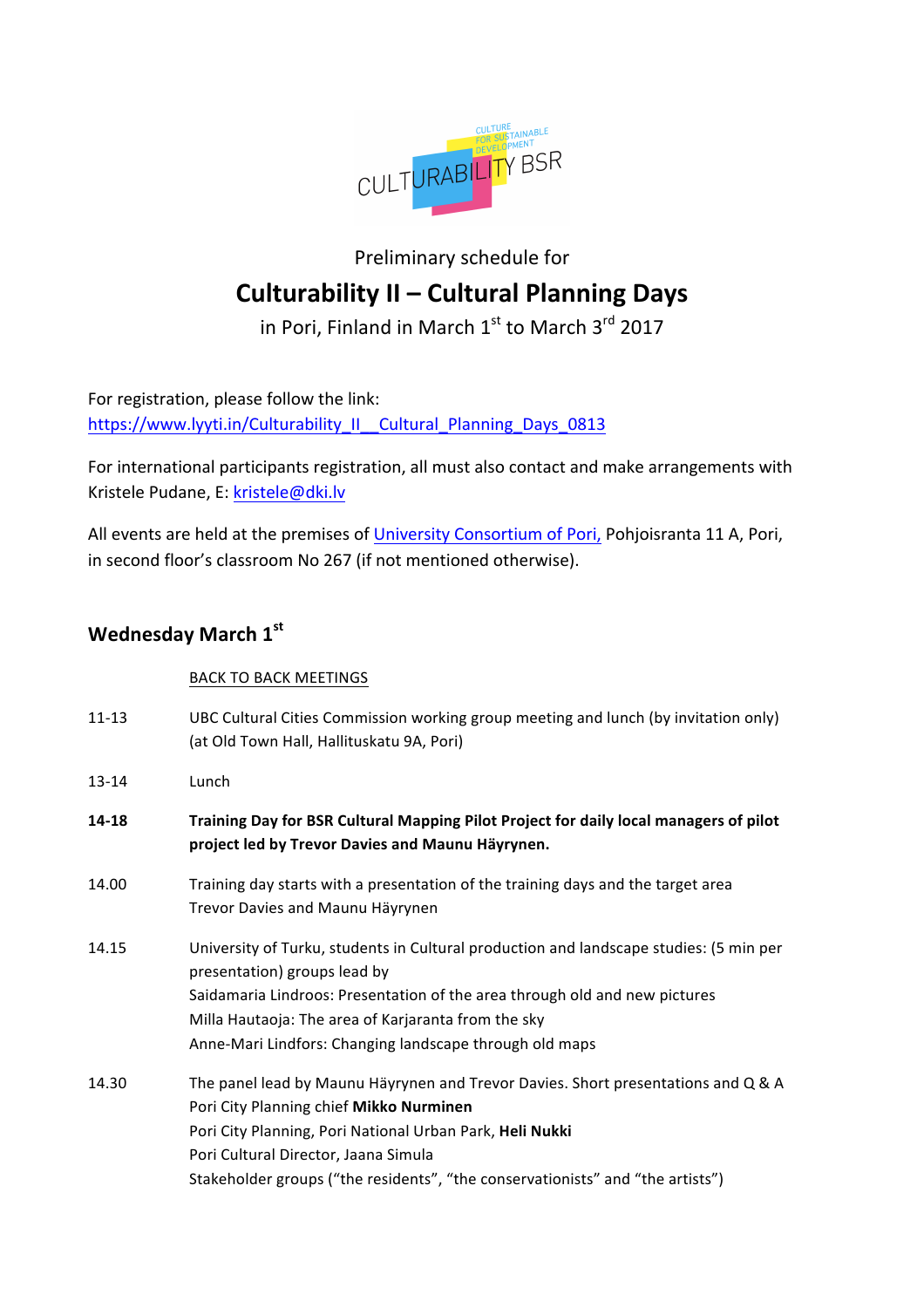Preliminary schedule for

# Culturability II – Cultural Planning Days

in Pori, Finland in March 1st to March 3rd 2017

For registration, please follow the link:
https://www.lyyti.in/Culturability_II__Cultural_Planning_Days_0813

For international participants registration, all must also contact and make arrangements with Kristele Pudane, E: kristele@dki.lv

All events are held at the premises of University Consortium of Pori, Pohjoisranta 11 A, Pori, in second floor's classroom No 267 (if not mentioned otherwise).

## Wednesday March 1st

BACK TO BACK MEETINGS

11-13 UBC Cultural Cities Commission working group meeting and lunch (by invitation only) (at Old Town Hall, Hallituskatu 9A, Pori)

13-14 Lunch

**14-18 Training Day for BSR Cultural Mapping Pilot Project for daily local managers of pilot project led by Trevor Davies and Maunu Häyrynen.**

14.00 Training day starts with a presentation of the training days and the target area
Trevor Davies and Maunu Häyrynen

14.15 University of Turku, students in Cultural production and landscape studies: (5 min per presentation) groups lead by
Saidamaria Lindroos: Presentation of the area through old and new pictures
Milla Hautaoja: The area of Karjaranta from the sky
Anne-Mari Lindfors: Changing landscape through old maps

14.30 The panel lead by Maunu Häyrynen and Trevor Davies. Short presentations and Q & A
Pori City Planning chief **Mikko Nurminen**
Pori City Planning, Pori National Urban Park, **Heli Nukki**
Pori Cultural Director, Jaana Simula
Stakeholder groups ("the residents", "the conservationists" and "the artists")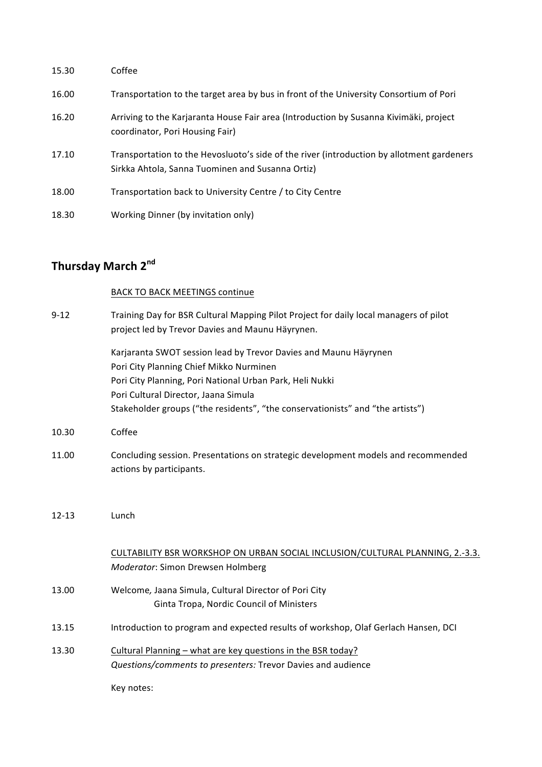| | |
|---|---|
| 15.30 | Coffee |
| 16.00 | Transportation to the target area by bus in front of the University Consortium of Pori |
| 16.20 | Arriving to the Karjaranta House Fair area (Introduction by Susanna Kivimäki, project coordinator, Pori Housing Fair) |
| 17.10 | Transportation to the Hevosluoto's side of the river (introduction by allotment gardeners Sirkka Ahtola, Sanna Tuominen and Susanna Ortiz) |
| 18.00 | Transportation back to University Centre / to City Centre |
| 18.30 | Working Dinner (by invitation only) |

## Thursday March 2nd

<u>BACK TO BACK MEETINGS continue</u>

9-12 Training Day for BSR Cultural Mapping Pilot Project for daily local managers of pilot project led by Trevor Davies and Maunu Häyrynen.

Karjaranta SWOT session lead by Trevor Davies and Maunu Häyrynen
Pori City Planning Chief Mikko Nurminen
Pori City Planning, Pori National Urban Park, Heli Nukki
Pori Cultural Director, Jaana Simula
Stakeholder groups ("the residents", "the conservationists" and "the artists")

10.30 Coffee

11.00 Concluding session. Presentations on strategic development models and recommended actions by participants.

12-13 Lunch

<u>CULTABILITY BSR WORKSHOP ON URBAN SOCIAL INCLUSION/CULTURAL PLANNING, 2.-3.3.</u>
*Moderator*: Simon Drewsen Holmberg

13.00 Welcome, Jaana Simula, Cultural Director of Pori City
Ginta Tropa, Nordic Council of Ministers

13.15 Introduction to program and expected results of workshop, Olaf Gerlach Hansen, DCI

13.30 <u>Cultural Planning – what are key questions in the BSR today?</u>
*Questions/comments to presenters:* Trevor Davies and audience

Key notes: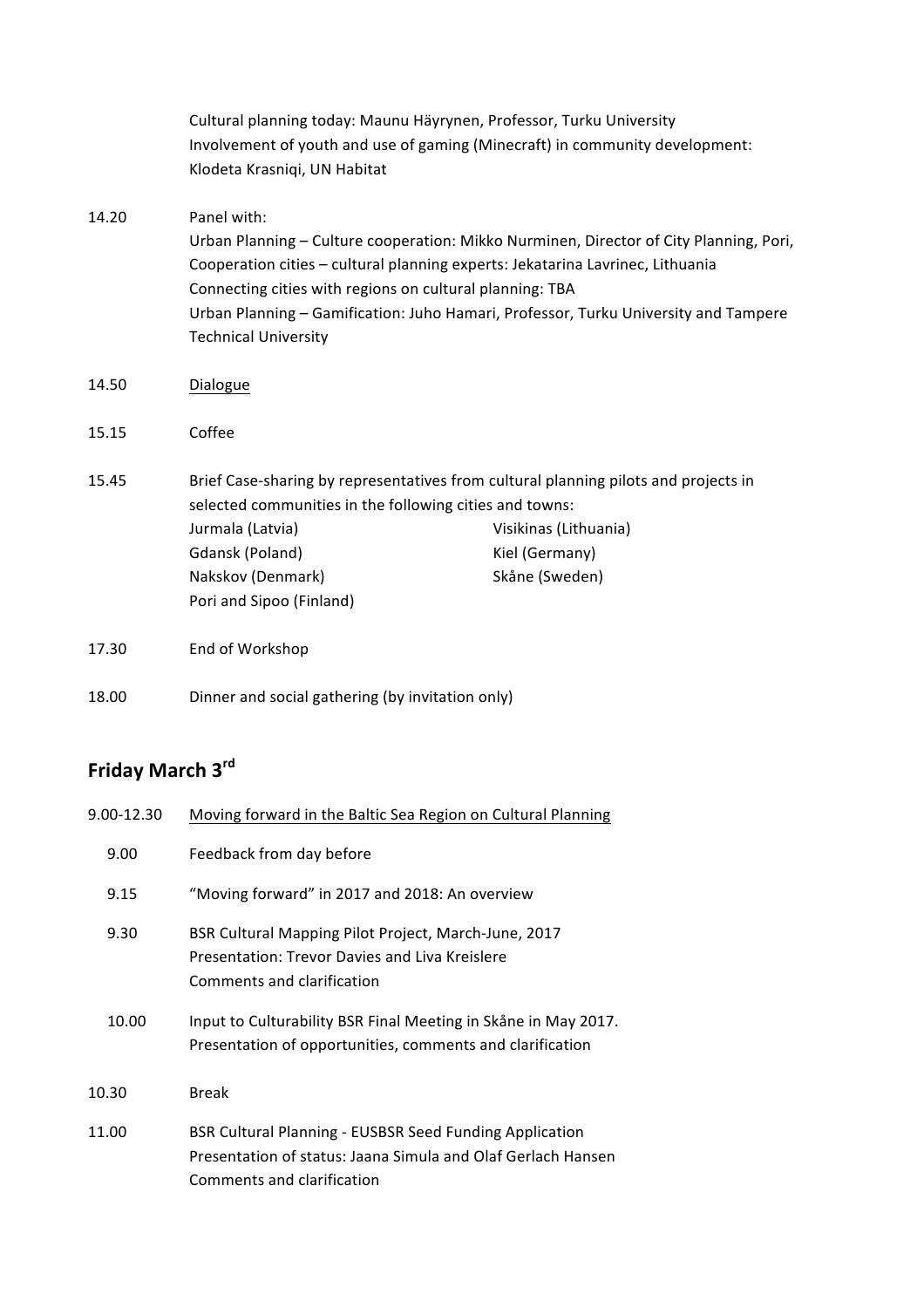| | |
|---|---|
| | Cultural planning today: Maunu Häyrynen, Professor, Turku University<br>Involvement of youth and use of gaming (Minecraft) in community development: Klodeta Krasniqi, UN Habitat |
| 14.20 | Panel with:<br>Urban Planning – Culture cooperation: Mikko Nurminen, Director of City Planning, Pori,<br>Cooperation cities – cultural planning experts: Jekatarina Lavrinec, Lithuania<br>Connecting cities with regions on cultural planning: TBA<br>Urban Planning – Gamification: Juho Hamari, Professor, Turku University and Tampere Technical University |
| 14.50 | <u>Dialogue</u> |
| 15.15 | Coffee |
| 15.45 | Brief Case-sharing by representatives from cultural planning pilots and projects in selected communities in the following cities and towns:<br>Jurmala (Latvia), Visikinas (Lithuania)<br>Gdansk (Poland), Kiel (Germany)<br>Nakskov (Denmark), Skåne (Sweden)<br>Pori and Sipoo (Finland) |
| 17.30 | End of Workshop |
| 18.00 | Dinner and social gathering (by invitation only) |

## Friday March 3rd

| | |
|---|---|
| 9.00-12.30 | <u>Moving forward in the Baltic Sea Region on Cultural Planning</u> |
| 9.00 | Feedback from day before |
| 9.15 | "Moving forward" in 2017 and 2018: An overview |
| 9.30 | BSR Cultural Mapping Pilot Project, March-June, 2017<br>Presentation: Trevor Davies and Liva Kreislere<br>Comments and clarification |
| 10.00 | Input to Culturability BSR Final Meeting in Skåne in May 2017.<br>Presentation of opportunities, comments and clarification |
| 10.30 | Break |
| 11.00 | BSR Cultural Planning - EUSBSR Seed Funding Application<br>Presentation of status: Jaana Simula and Olaf Gerlach Hansen<br>Comments and clarification |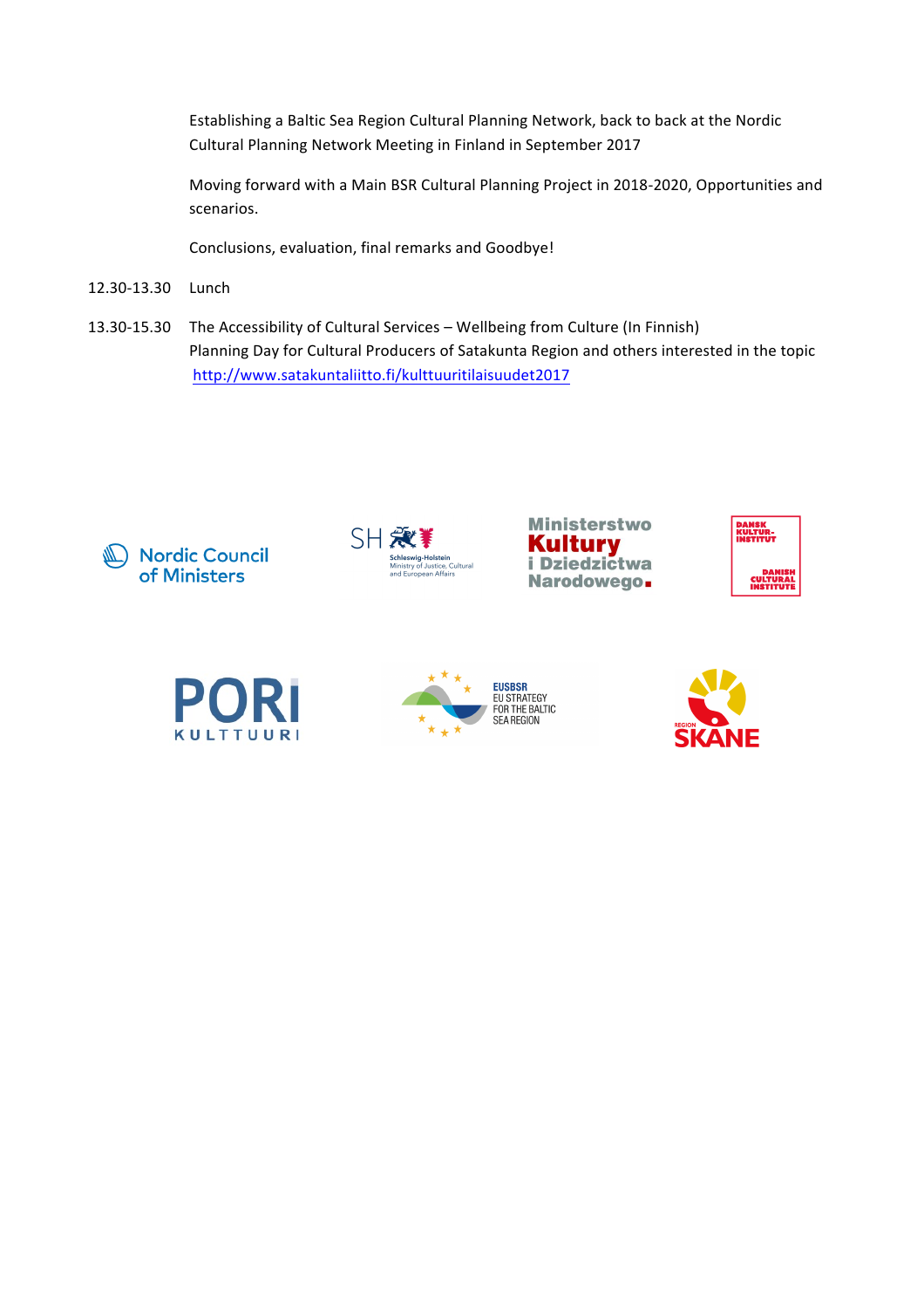Establishing a Baltic Sea Region Cultural Planning Network, back to back at the Nordic Cultural Planning Network Meeting in Finland in September 2017

Moving forward with a Main BSR Cultural Planning Project in 2018-2020, Opportunities and scenarios.

Conclusions, evaluation, final remarks and Goodbye!

12.30-13.30 Lunch

13.30-15.30 The Accessibility of Cultural Services – Wellbeing from Culture (In Finnish)
Planning Day for Cultural Producers of Satakunta Region and others interested in the topic
http://www.satakuntaliitto.fi/kulttuuritilaisuudet2017

Nordic Council of Ministers

SH Schleswig-Holstein Ministry of Justice, Cultural and European Affairs

Ministerstwo Kultury i Dziedzictwa Narodowego.

DANSK KULTUR-INSTITUT DANISH CULTURAL INSTITUTE

PORI KULTTUURI

EUSBSR EU STRATEGY FOR THE BALTIC SEA REGION

REGION SKÅNE